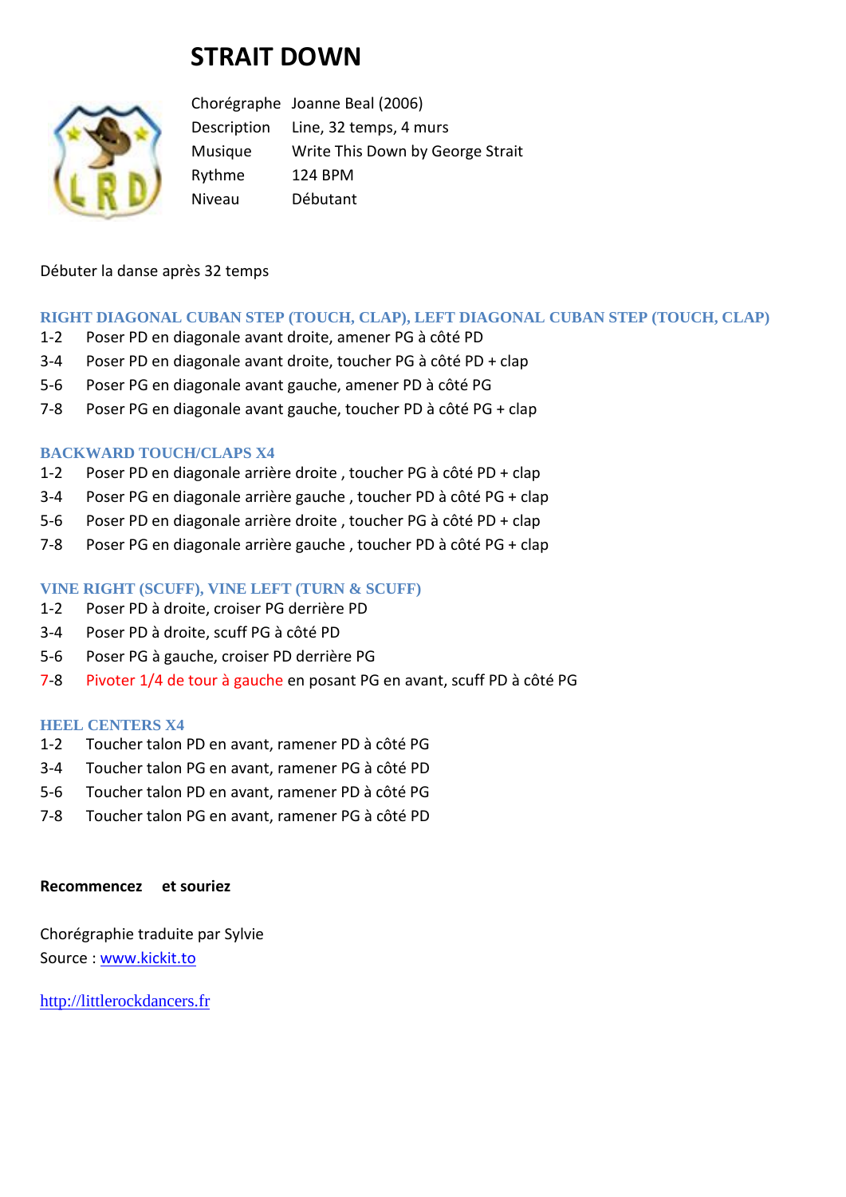# STRAIT DOWN

| | |
|---|---|
| Chorégraphe | Joanne Beal (2006) |
| Description | Line, 32 temps, 4 murs |
| Musique | Write This Down by George Strait |
| Rythme | 124 BPM |
| Niveau | Débutant |

Débuter la danse après 32 temps

### RIGHT DIAGONAL CUBAN STEP (TOUCH, CLAP), LEFT DIAGONAL CUBAN STEP (TOUCH, CLAP)

1-2 Poser PD en diagonale avant droite, amener PG à côté PD
3-4 Poser PD en diagonale avant droite, toucher PG à côté PD + clap
5-6 Poser PG en diagonale avant gauche, amener PD à côté PG
7-8 Poser PG en diagonale avant gauche, toucher PD à côté PG + clap

### BACKWARD TOUCH/CLAPS X4

1-2 Poser PD en diagonale arrière droite , toucher PG à côté PD + clap
3-4 Poser PG en diagonale arrière gauche , toucher PD à côté PG + clap
5-6 Poser PD en diagonale arrière droite , toucher PG à côté PD + clap
7-8 Poser PG en diagonale arrière gauche , toucher PD à côté PG + clap

### VINE RIGHT (SCUFF), VINE LEFT (TURN & SCUFF)

1-2 Poser PD à droite, croiser PG derrière PD
3-4 Poser PD à droite, scuff PG à côté PD
5-6 Poser PG à gauche, croiser PD derrière PG
7-8 Pivoter 1/4 de tour à gauche en posant PG en avant, scuff PD à côté PG

### HEEL CENTERS X4

1-2 Toucher talon PD en avant, ramener PD à côté PG
3-4 Toucher talon PG en avant, ramener PG à côté PD
5-6 Toucher talon PD en avant, ramener PD à côté PG
7-8 Toucher talon PG en avant, ramener PG à côté PD

**Recommencez et souriez**

Chorégraphie traduite par Sylvie
Source : [www.kickit.to](http://www.kickit.to)

[http://littlerockdancers.fr](http://littlerockdancers.fr)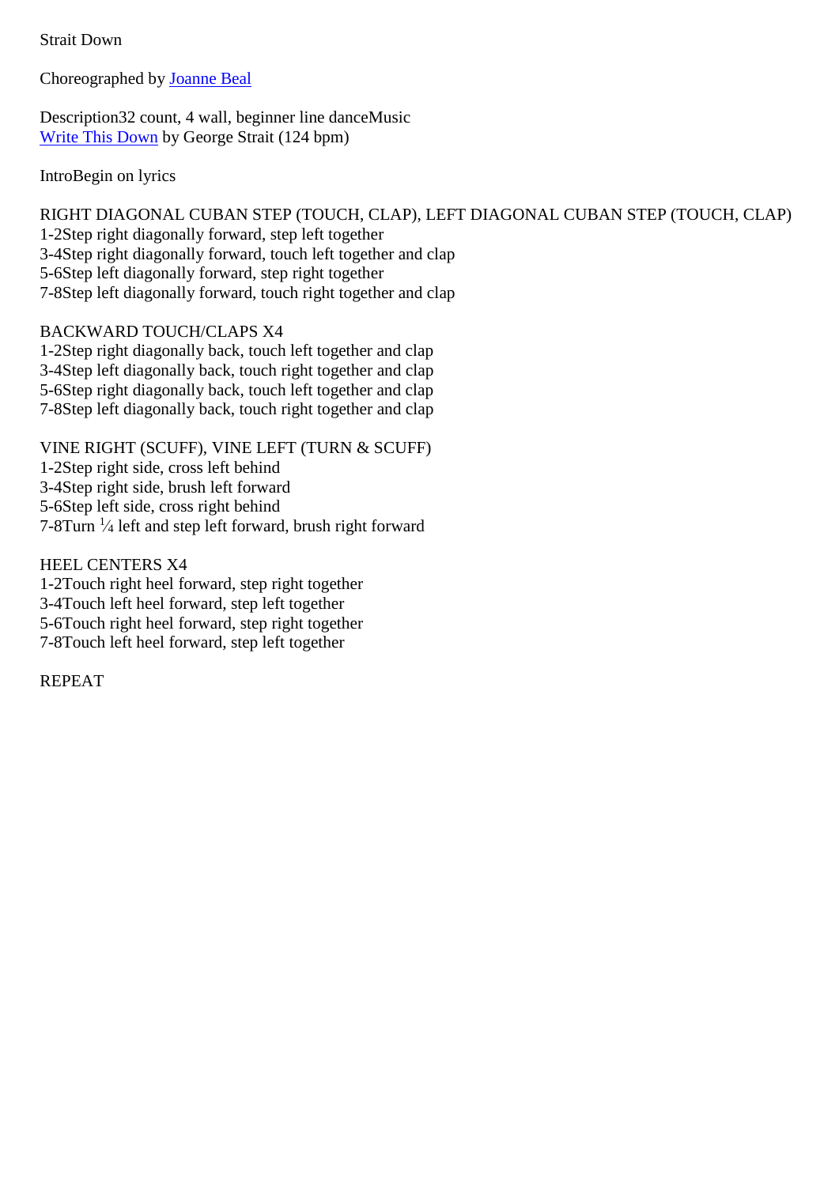Strait Down

Choreographed by Joanne Beal

Description32 count, 4 wall, beginner line danceMusic
Write This Down by George Strait (124 bpm)

IntroBegin on lyrics

RIGHT DIAGONAL CUBAN STEP (TOUCH, CLAP), LEFT DIAGONAL CUBAN STEP (TOUCH, CLAP)
1-2Step right diagonally forward, step left together
3-4Step right diagonally forward, touch left together and clap
5-6Step left diagonally forward, step right together
7-8Step left diagonally forward, touch right together and clap

BACKWARD TOUCH/CLAPS X4
1-2Step right diagonally back, touch left together and clap
3-4Step left diagonally back, touch right together and clap
5-6Step right diagonally back, touch left together and clap
7-8Step left diagonally back, touch right together and clap

VINE RIGHT (SCUFF), VINE LEFT (TURN & SCUFF)
1-2Step right side, cross left behind
3-4Step right side, brush left forward
5-6Step left side, cross right behind
7-8Turn ¼ left and step left forward, brush right forward

HEEL CENTERS X4
1-2Touch right heel forward, step right together
3-4Touch left heel forward, step left together
5-6Touch right heel forward, step right together
7-8Touch left heel forward, step left together

REPEAT